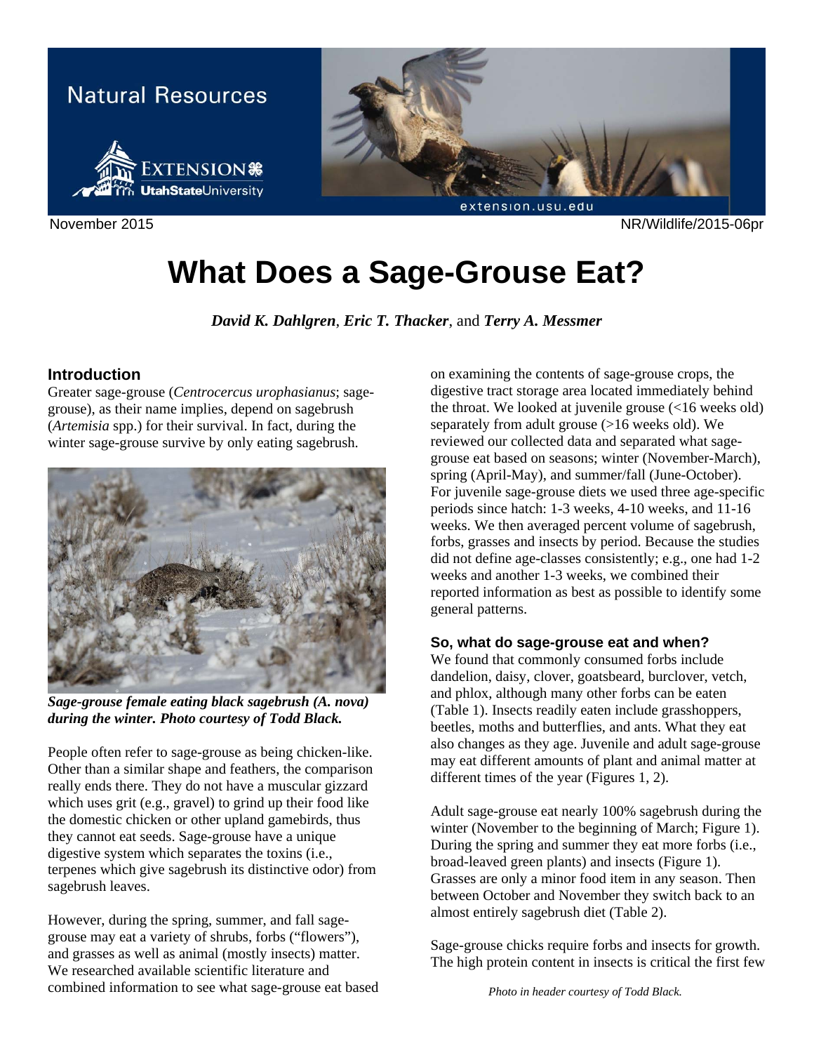Natural Resources

November 2015

NR/Wildlife/2015-06pr

# What Does a Sage-Grouse Eat?

***David K. Dahlgren***, ***Eric T. Thacker***, and ***Terry A. Messmer***

## Introduction

Greater sage-grouse (*Centrocercus urophasianus*; sage-grouse), as their name implies, depend on sagebrush (*Artemisia* spp.) for their survival. In fact, during the winter sage-grouse survive by only eating sagebrush.

***Sage-grouse female eating black sagebrush (A. nova) during the winter. Photo courtesy of Todd Black.***

People often refer to sage-grouse as being chicken-like. Other than a similar shape and feathers, the comparison really ends there. They do not have a muscular gizzard which uses grit (e.g., gravel) to grind up their food like the domestic chicken or other upland gamebirds, thus they cannot eat seeds. Sage-grouse have a unique digestive system which separates the toxins (i.e., terpenes which give sagebrush its distinctive odor) from sagebrush leaves.

However, during the spring, summer, and fall sage-grouse may eat a variety of shrubs, forbs ("flowers"), and grasses as well as animal (mostly insects) matter. We researched available scientific literature and combined information to see what sage-grouse eat based on examining the contents of sage-grouse crops, the digestive tract storage area located immediately behind the throat. We looked at juvenile grouse (<16 weeks old) separately from adult grouse (>16 weeks old). We reviewed our collected data and separated what sage-grouse eat based on seasons; winter (November-March), spring (April-May), and summer/fall (June-October). For juvenile sage-grouse diets we used three age-specific periods since hatch: 1-3 weeks, 4-10 weeks, and 11-16 weeks. We then averaged percent volume of sagebrush, forbs, grasses and insects by period. Because the studies did not define age-classes consistently; e.g., one had 1-2 weeks and another 1-3 weeks, we combined their reported information as best as possible to identify some general patterns.

### So, what do sage-grouse eat and when?

We found that commonly consumed forbs include dandelion, daisy, clover, goatsbeard, burclover, vetch, and phlox, although many other forbs can be eaten (Table 1). Insects readily eaten include grasshoppers, beetles, moths and butterflies, and ants. What they eat also changes as they age. Juvenile and adult sage-grouse may eat different amounts of plant and animal matter at different times of the year (Figures 1, 2).

Adult sage-grouse eat nearly 100% sagebrush during the winter (November to the beginning of March; Figure 1). During the spring and summer they eat more forbs (i.e., broad-leaved green plants) and insects (Figure 1). Grasses are only a minor food item in any season. Then between October and November they switch back to an almost entirely sagebrush diet (Table 2).

Sage-grouse chicks require forbs and insects for growth. The high protein content in insects is critical the first few

*Photo in header courtesy of Todd Black.*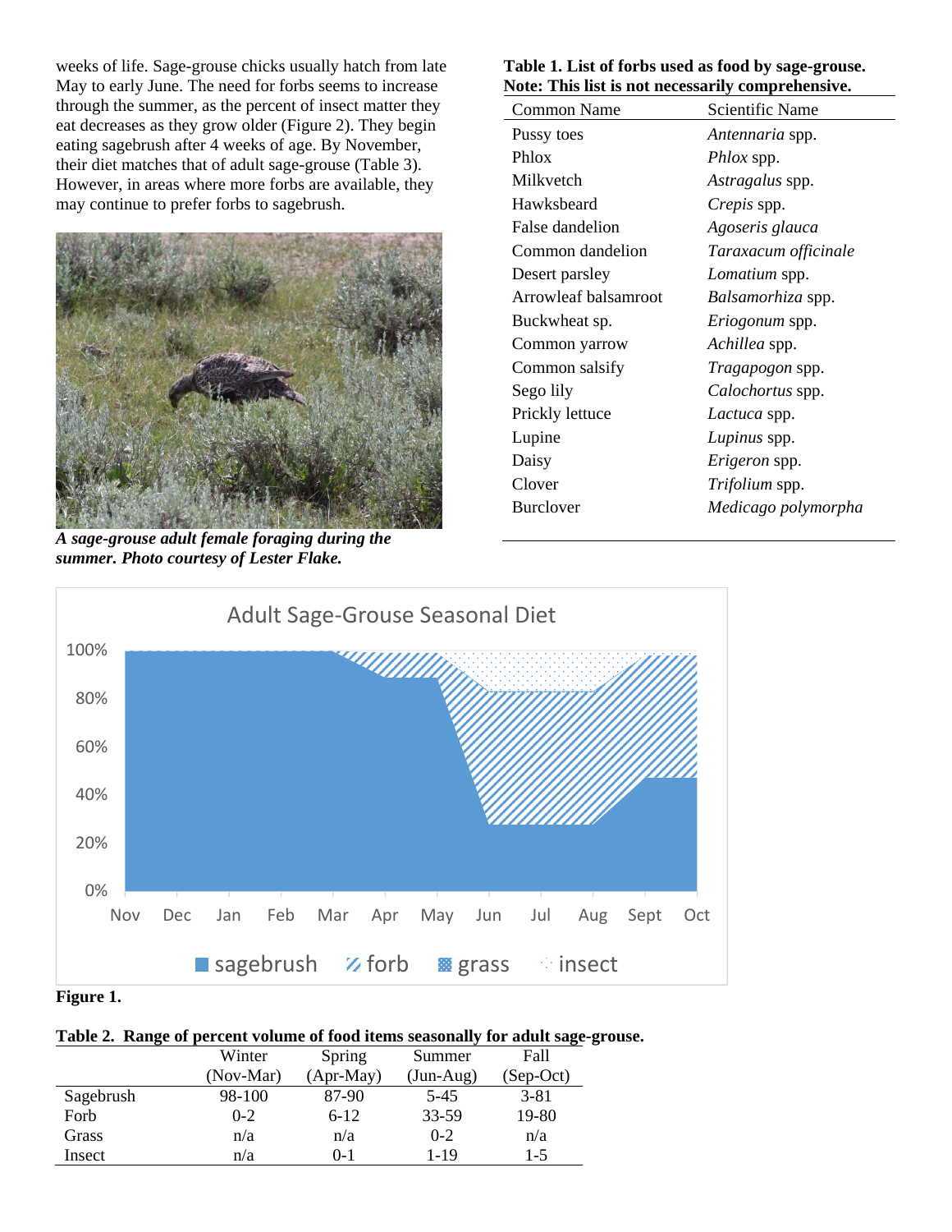weeks of life. Sage-grouse chicks usually hatch from late May to early June. The need for forbs seems to increase through the summer, as the percent of insect matter they eat decreases as they grow older (Figure 2). They begin eating sagebrush after 4 weeks of age. By November, their diet matches that of adult sage-grouse (Table 3). However, in areas where more forbs are available, they may continue to prefer forbs to sagebrush.

***A sage-grouse adult female foraging during the summer. Photo courtesy of Lester Flake.***

**Table 1. List of forbs used as food by sage-grouse. Note: This list is not necessarily comprehensive.**

| Common Name | Scientific Name |
|---|---|
| Pussy toes | *Antennaria* spp. |
| Phlox | *Phlox* spp. |
| Milkvetch | *Astragalus* spp. |
| Hawksbeard | *Crepis* spp. |
| False dandelion | *Agoseris glauca* |
| Common dandelion | *Taraxacum officinale* |
| Desert parsley | *Lomatium* spp. |
| Arrowleaf balsamroot | *Balsamorhiza* spp. |
| Buckwheat sp. | *Eriogonum* spp. |
| Common yarrow | *Achillea* spp. |
| Common salsify | *Tragapogon* spp. |
| Sego lily | *Calochortus* spp. |
| Prickly lettuce | *Lactuca* spp. |
| Lupine | *Lupinus* spp. |
| Daisy | *Erigeron* spp. |
| Clover | *Trifolium* spp. |
| Burclover | *Medicago polymorpha* |

**Figure 1.**

**Table 2. Range of percent volume of food items seasonally for adult sage-grouse.**

| | Winter (Nov-Mar) | Spring (Apr-May) | Summer (Jun-Aug) | Fall (Sep-Oct) |
|---|---|---|---|---|
| Sagebrush | 98-100 | 87-90 | 5-45 | 3-81 |
| Forb | 0-2 | 6-12 | 33-59 | 19-80 |
| Grass | n/a | n/a | 0-2 | n/a |
| Insect | n/a | 0-1 | 1-19 | 1-5 |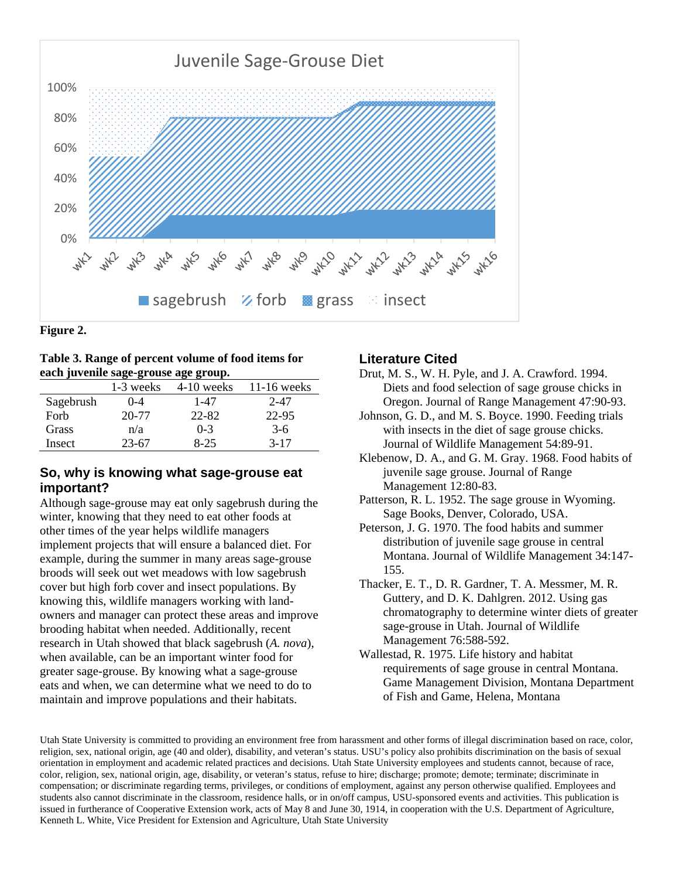Juvenile Sage-Grouse Diet

100%
80%
60%
40%
20%
0%

wk1 wk2 wk3 wk4 wk5 wk6 wk7 wk8 wk9 wk10 wk11 wk12 wk13 wk14 wk15 wk16

sagebrush forb grass insect

**Figure 2.**

**Table 3. Range of percent volume of food items for each juvenile sage-grouse age group.**

| | 1-3 weeks | 4-10 weeks | 11-16 weeks |
|---|---|---|---|
| Sagebrush | 0-4 | 1-47 | 2-47 |
| Forb | 20-77 | 22-82 | 22-95 |
| Grass | n/a | 0-3 | 3-6 |
| Insect | 23-67 | 8-25 | 3-17 |

## So, why is knowing what sage-grouse eat important?

Although sage-grouse may eat only sagebrush during the winter, knowing that they need to eat other foods at other times of the year helps wildlife managers implement projects that will ensure a balanced diet. For example, during the summer in many areas sage-grouse broods will seek out wet meadows with low sagebrush cover but high forb cover and insect populations. By knowing this, wildlife managers working with land-owners and manager can protect these areas and improve brooding habitat when needed. Additionally, recent research in Utah showed that black sagebrush (*A. nova*), when available, can be an important winter food for greater sage-grouse. By knowing what a sage-grouse eats and when, we can determine what we need to do to maintain and improve populations and their habitats.

## Literature Cited

Drut, M. S., W. H. Pyle, and J. A. Crawford. 1994. Diets and food selection of sage grouse chicks in Oregon. Journal of Range Management 47:90-93.

Johnson, G. D., and M. S. Boyce. 1990. Feeding trials with insects in the diet of sage grouse chicks. Journal of Wildlife Management 54:89-91.

Klebenow, D. A., and G. M. Gray. 1968. Food habits of juvenile sage grouse. Journal of Range Management 12:80-83.

Patterson, R. L. 1952. The sage grouse in Wyoming. Sage Books, Denver, Colorado, USA.

Peterson, J. G. 1970. The food habits and summer distribution of juvenile sage grouse in central Montana. Journal of Wildlife Management 34:147-155.

Thacker, E. T., D. R. Gardner, T. A. Messmer, M. R. Guttery, and D. K. Dahlgren. 2012. Using gas chromatography to determine winter diets of greater sage-grouse in Utah. Journal of Wildlife Management 76:588-592.

Wallestad, R. 1975. Life history and habitat requirements of sage grouse in central Montana. Game Management Division, Montana Department of Fish and Game, Helena, Montana

Utah State University is committed to providing an environment free from harassment and other forms of illegal discrimination based on race, color, religion, sex, national origin, age (40 and older), disability, and veteran's status. USU's policy also prohibits discrimination on the basis of sexual orientation in employment and academic related practices and decisions. Utah State University employees and students cannot, because of race, color, religion, sex, national origin, age, disability, or veteran's status, refuse to hire; discharge; promote; demote; terminate; discriminate in compensation; or discriminate regarding terms, privileges, or conditions of employment, against any person otherwise qualified. Employees and students also cannot discriminate in the classroom, residence halls, or in on/off campus, USU-sponsored events and activities. This publication is issued in furtherance of Cooperative Extension work, acts of May 8 and June 30, 1914, in cooperation with the U.S. Department of Agriculture, Kenneth L. White, Vice President for Extension and Agriculture, Utah State University